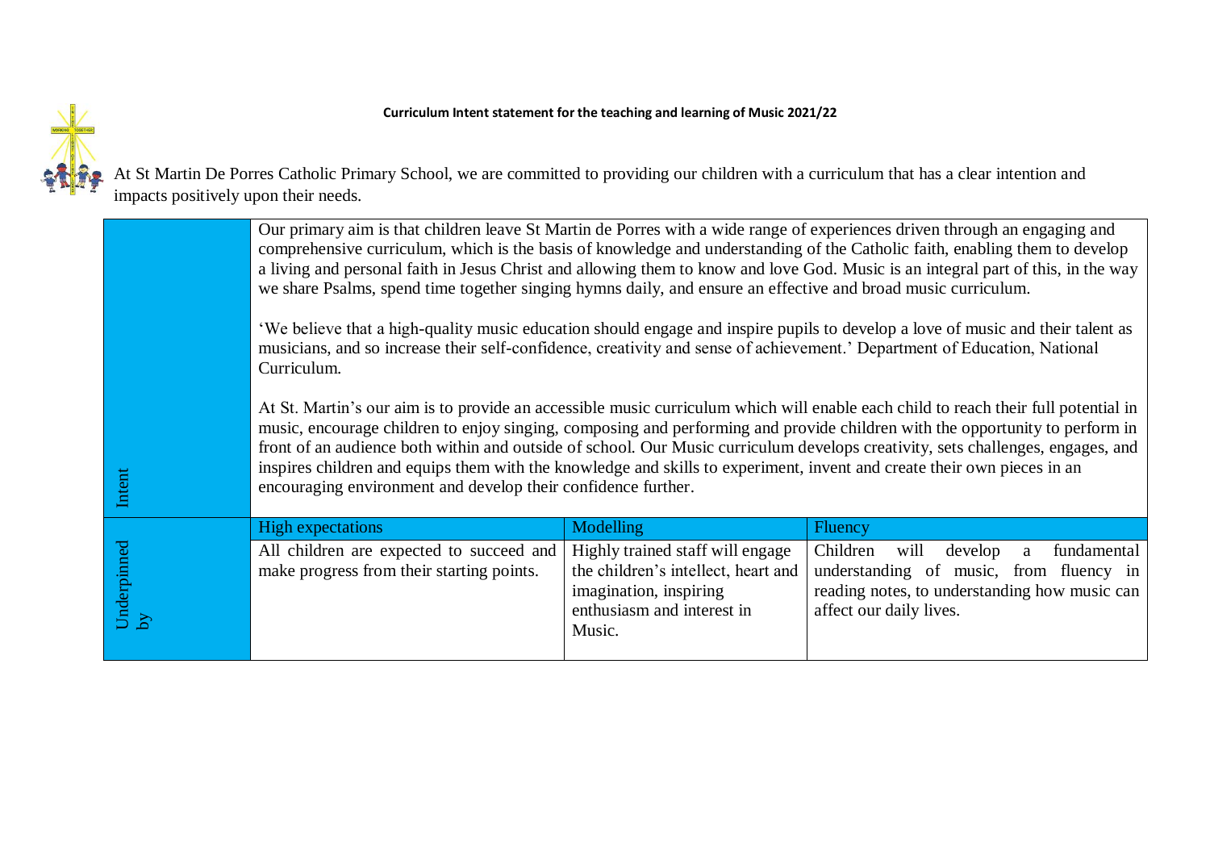**Curriculum Intent statement for the teaching and learning of Music 2021/22**

At St Martin De Porres Catholic Primary School, we are committed to providing our children with a curriculum that has a clear intention and impacts positively upon their needs.

| Intent | Our primary aim is that children leave St Martin de Porres with a wide range of experiences driven through an engaging and comprehensive curriculum, which is the basis of knowledge and understanding of the Catholic faith, enabling them to develop a living and personal faith in Jesus Christ and allowing them to know and love God. Music is an integral part of this, in the way we share Psalms, spend time together singing hymns daily, and ensure an effective and broad music curriculum.<br><br>'We believe that a high-quality music education should engage and inspire pupils to develop a love of music and their talent as musicians, and so increase their self-confidence, creativity and sense of achievement.' Department of Education, National Curriculum.<br><br>At St. Martin's our aim is to provide an accessible music curriculum which will enable each child to reach their full potential in music, encourage children to enjoy singing, composing and performing and provide children with the opportunity to perform in front of an audience both within and outside of school. Our Music curriculum develops creativity, sets challenges, engages, and inspires children and equips them with the knowledge and skills to experiment, invent and create their own pieces in an encouraging environment and develop their confidence further. | | |
|---|---|---|---|
| | High expectations | Modelling | Fluency |
| Underpinned by | All children are expected to succeed and make progress from their starting points. | Highly trained staff will engage the children's intellect, heart and imagination, inspiring enthusiasm and interest in Music. | Children will develop a fundamental understanding of music, from fluency in reading notes, to understanding how music can affect our daily lives. |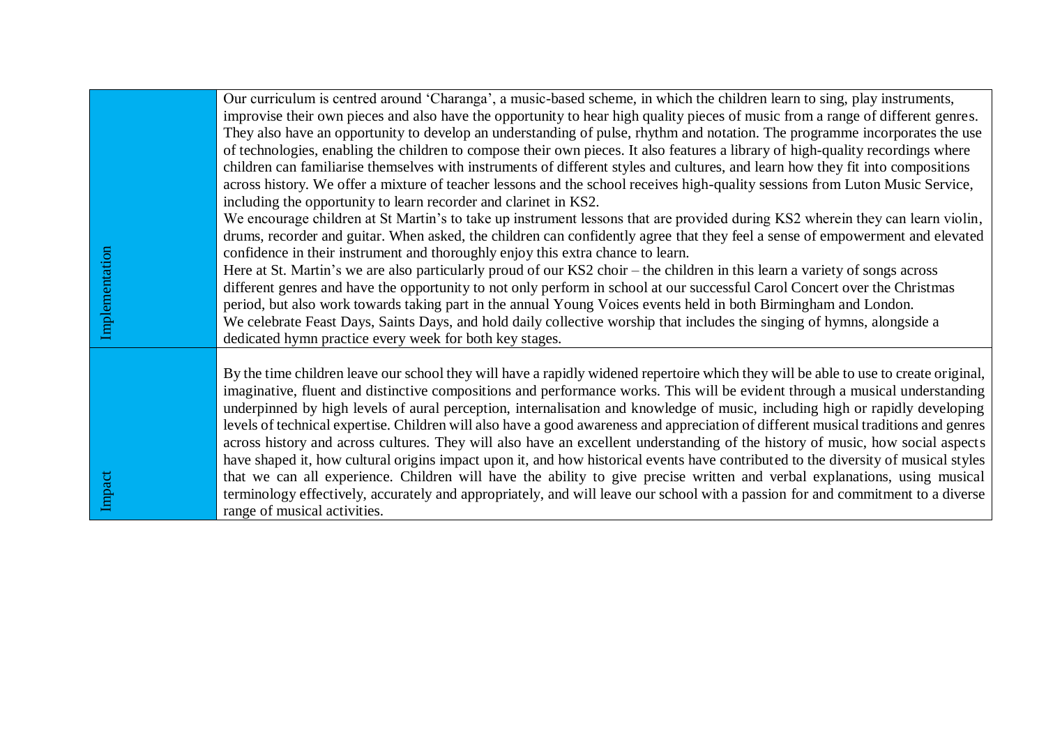| | |
|---|---|
| Implementation | Our curriculum is centred around 'Charanga', a music-based scheme, in which the children learn to sing, play instruments, improvise their own pieces and also have the opportunity to hear high quality pieces of music from a range of different genres. They also have an opportunity to develop an understanding of pulse, rhythm and notation. The programme incorporates the use of technologies, enabling the children to compose their own pieces. It also features a library of high-quality recordings where children can familiarise themselves with instruments of different styles and cultures, and learn how they fit into compositions across history. We offer a mixture of teacher lessons and the school receives high-quality sessions from Luton Music Service, including the opportunity to learn recorder and clarinet in KS2.<br>We encourage children at St Martin's to take up instrument lessons that are provided during KS2 wherein they can learn violin, drums, recorder and guitar. When asked, the children can confidently agree that they feel a sense of empowerment and elevated confidence in their instrument and thoroughly enjoy this extra chance to learn.<br>Here at St. Martin's we are also particularly proud of our KS2 choir – the children in this learn a variety of songs across different genres and have the opportunity to not only perform in school at our successful Carol Concert over the Christmas period, but also work towards taking part in the annual Young Voices events held in both Birmingham and London.<br>We celebrate Feast Days, Saints Days, and hold daily collective worship that includes the singing of hymns, alongside a dedicated hymn practice every week for both key stages. |
| Impact | By the time children leave our school they will have a rapidly widened repertoire which they will be able to use to create original, imaginative, fluent and distinctive compositions and performance works. This will be evident through a musical understanding underpinned by high levels of aural perception, internalisation and knowledge of music, including high or rapidly developing levels of technical expertise. Children will also have a good awareness and appreciation of different musical traditions and genres across history and across cultures. They will also have an excellent understanding of the history of music, how social aspects have shaped it, how cultural origins impact upon it, and how historical events have contributed to the diversity of musical styles that we can all experience. Children will have the ability to give precise written and verbal explanations, using musical terminology effectively, accurately and appropriately, and will leave our school with a passion for and commitment to a diverse range of musical activities. |